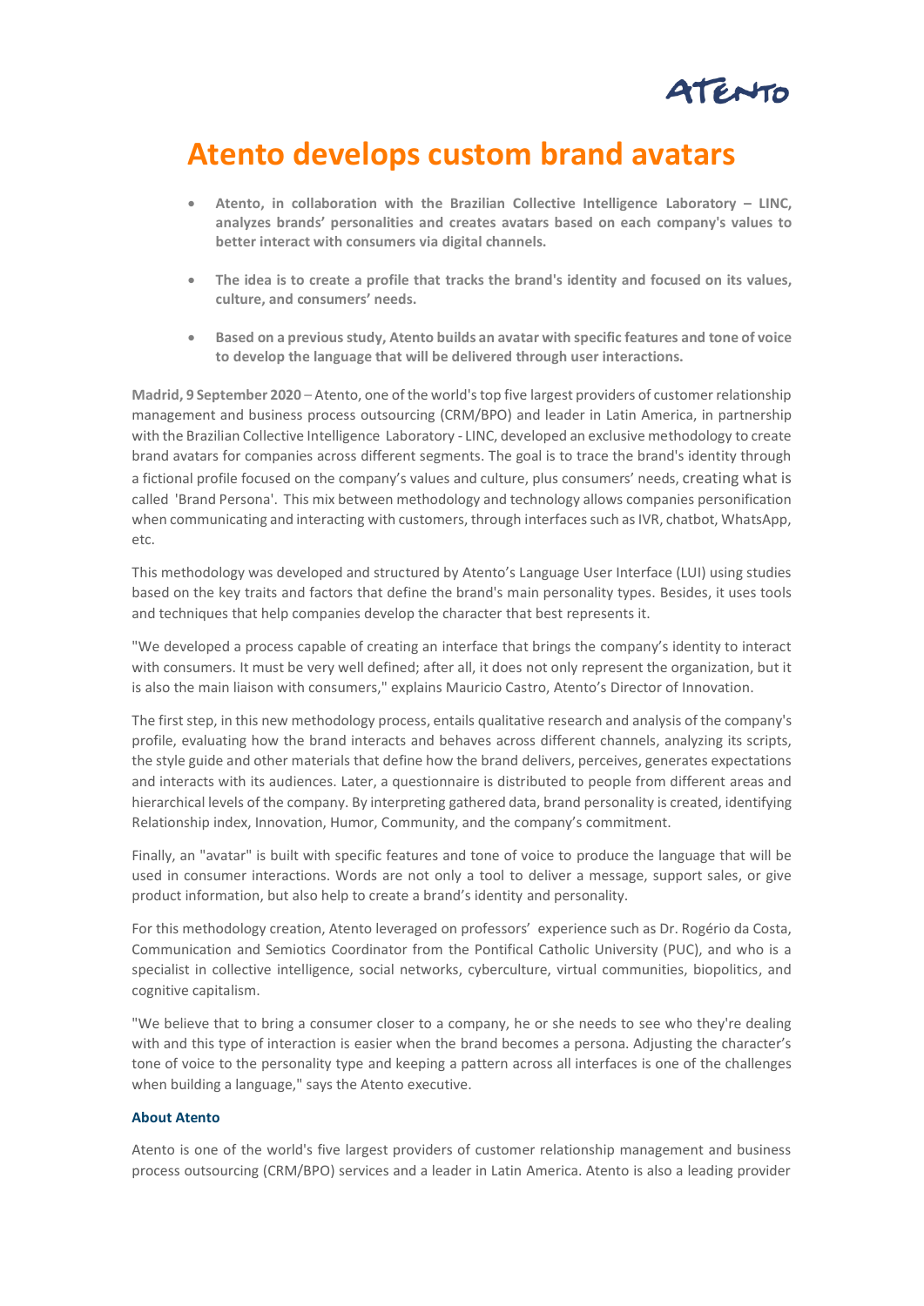# Atento develops custom brand avatars

- **Atento, in collaboration with the Brazilian Collective Intelligence Laboratory – LINC, analyzes brands' personalities and creates avatars based on each company's values to better interact with consumers via digital channels.**

- **The idea is to create a profile that tracks the brand's identity and focused on its values, culture, and consumers' needs.**

- **Based on a previous study, Atento builds an avatar with specific features and tone of voice to develop the language that will be delivered through user interactions.**

**Madrid, 9 September 2020** – Atento, one of the world's top five largest providers of customer relationship management and business process outsourcing (CRM/BPO) and leader in Latin America, in partnership with the Brazilian Collective Intelligence Laboratory - LINC, developed an exclusive methodology to create brand avatars for companies across different segments. The goal is to trace the brand's identity through a fictional profile focused on the company's values and culture, plus consumers' needs, creating what is called 'Brand Persona'. This mix between methodology and technology allows companies personification when communicating and interacting with customers, through interfaces such as IVR, chatbot, WhatsApp, etc.

This methodology was developed and structured by Atento's Language User Interface (LUI) using studies based on the key traits and factors that define the brand's main personality types. Besides, it uses tools and techniques that help companies develop the character that best represents it.

"We developed a process capable of creating an interface that brings the company's identity to interact with consumers. It must be very well defined; after all, it does not only represent the organization, but it is also the main liaison with consumers," explains Mauricio Castro, Atento's Director of Innovation.

The first step, in this new methodology process, entails qualitative research and analysis of the company's profile, evaluating how the brand interacts and behaves across different channels, analyzing its scripts, the style guide and other materials that define how the brand delivers, perceives, generates expectations and interacts with its audiences. Later, a questionnaire is distributed to people from different areas and hierarchical levels of the company. By interpreting gathered data, brand personality is created, identifying Relationship index, Innovation, Humor, Community, and the company's commitment.

Finally, an "avatar" is built with specific features and tone of voice to produce the language that will be used in consumer interactions. Words are not only a tool to deliver a message, support sales, or give product information, but also help to create a brand's identity and personality.

For this methodology creation, Atento leveraged on professors' experience such as Dr. Rogério da Costa, Communication and Semiotics Coordinator from the Pontifical Catholic University (PUC), and who is a specialist in collective intelligence, social networks, cyberculture, virtual communities, biopolitics, and cognitive capitalism.

"We believe that to bring a consumer closer to a company, he or she needs to see who they're dealing with and this type of interaction is easier when the brand becomes a persona. Adjusting the character's tone of voice to the personality type and keeping a pattern across all interfaces is one of the challenges when building a language," says the Atento executive.

**About Atento**

Atento is one of the world's five largest providers of customer relationship management and business process outsourcing (CRM/BPO) services and a leader in Latin America. Atento is also a leading provider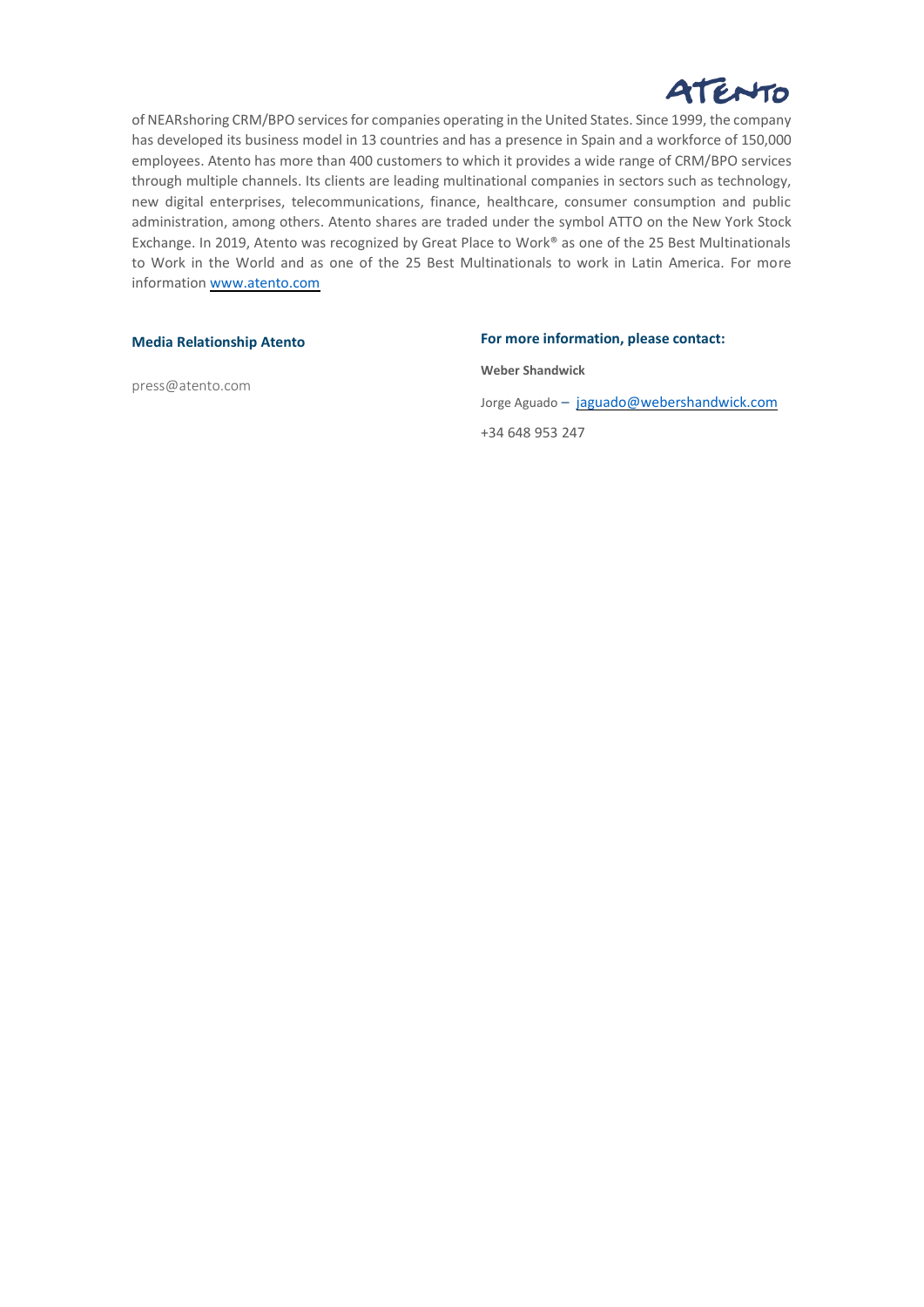of NEARshoring CRM/BPO services for companies operating in the United States. Since 1999, the company has developed its business model in 13 countries and has a presence in Spain and a workforce of 150,000 employees. Atento has more than 400 customers to which it provides a wide range of CRM/BPO services through multiple channels. Its clients are leading multinational companies in sectors such as technology, new digital enterprises, telecommunications, finance, healthcare, consumer consumption and public administration, among others. Atento shares are traded under the symbol ATTO on the New York Stock Exchange. In 2019, Atento was recognized by Great Place to Work® as one of the 25 Best Multinationals to Work in the World and as one of the 25 Best Multinationals to work in Latin America. For more information [www.atento.com](http://www.atento.com)

**Media Relationship Atento**

press@atento.com

**For more information, please contact:**

**Weber Shandwick**

Jorge Aguado – [jaguado@webershandwick.com](mailto:jaguado@webershandwick.com)

+34 648 953 247